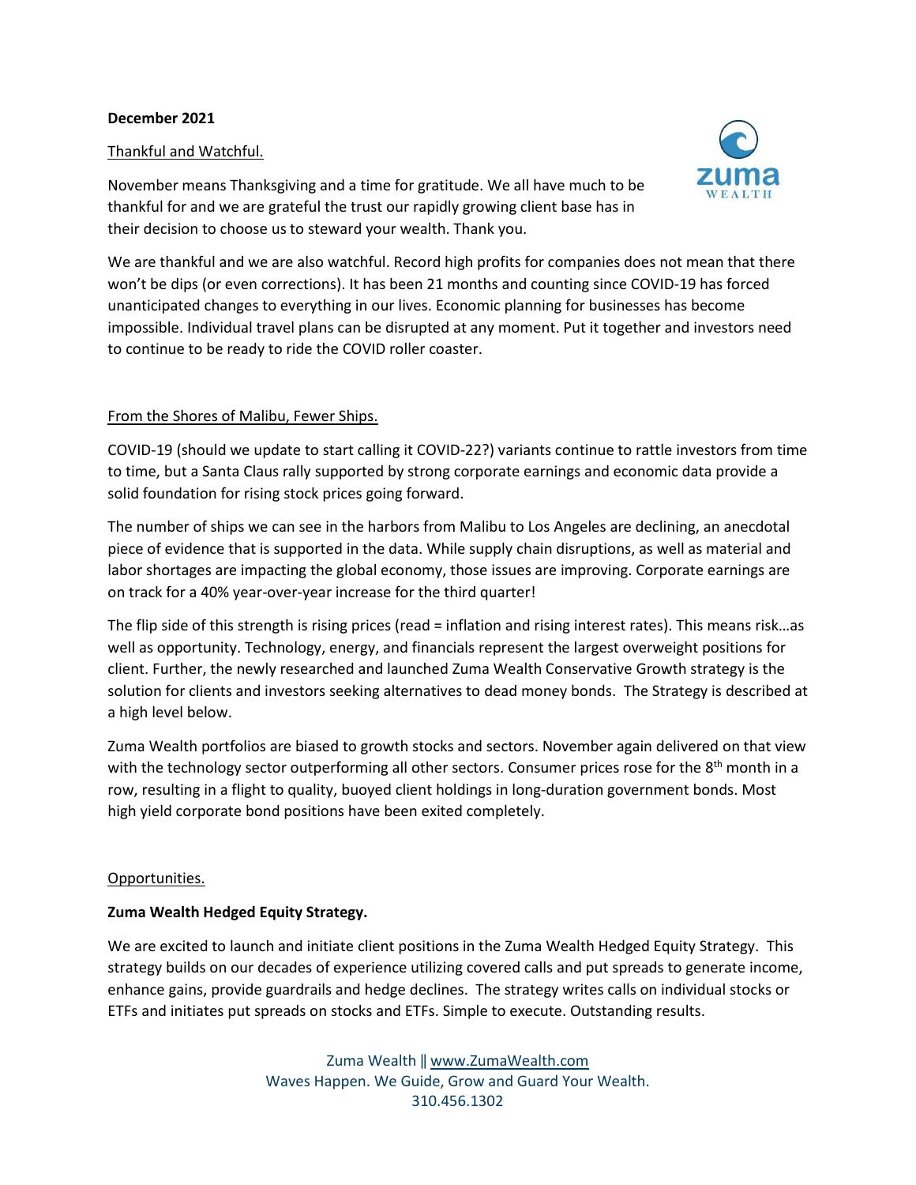**December 2021**

Thankful and Watchful.

November means Thanksgiving and a time for gratitude. We all have much to be thankful for and we are grateful the trust our rapidly growing client base has in their decision to choose us to steward your wealth. Thank you.

We are thankful and we are also watchful. Record high profits for companies does not mean that there won't be dips (or even corrections). It has been 21 months and counting since COVID-19 has forced unanticipated changes to everything in our lives. Economic planning for businesses has become impossible. Individual travel plans can be disrupted at any moment. Put it together and investors need to continue to be ready to ride the COVID roller coaster.

From the Shores of Malibu, Fewer Ships.

COVID-19 (should we update to start calling it COVID-22?) variants continue to rattle investors from time to time, but a Santa Claus rally supported by strong corporate earnings and economic data provide a solid foundation for rising stock prices going forward.

The number of ships we can see in the harbors from Malibu to Los Angeles are declining, an anecdotal piece of evidence that is supported in the data. While supply chain disruptions, as well as material and labor shortages are impacting the global economy, those issues are improving. Corporate earnings are on track for a 40% year-over-year increase for the third quarter!

The flip side of this strength is rising prices (read = inflation and rising interest rates). This means risk…as well as opportunity. Technology, energy, and financials represent the largest overweight positions for client. Further, the newly researched and launched Zuma Wealth Conservative Growth strategy is the solution for clients and investors seeking alternatives to dead money bonds. The Strategy is described at a high level below.

Zuma Wealth portfolios are biased to growth stocks and sectors. November again delivered on that view with the technology sector outperforming all other sectors. Consumer prices rose for the 8th month in a row, resulting in a flight to quality, buoyed client holdings in long-duration government bonds. Most high yield corporate bond positions have been exited completely.

Opportunities.

**Zuma Wealth Hedged Equity Strategy.**

We are excited to launch and initiate client positions in the Zuma Wealth Hedged Equity Strategy. This strategy builds on our decades of experience utilizing covered calls and put spreads to generate income, enhance gains, provide guardrails and hedge declines. The strategy writes calls on individual stocks or ETFs and initiates put spreads on stocks and ETFs. Simple to execute. Outstanding results.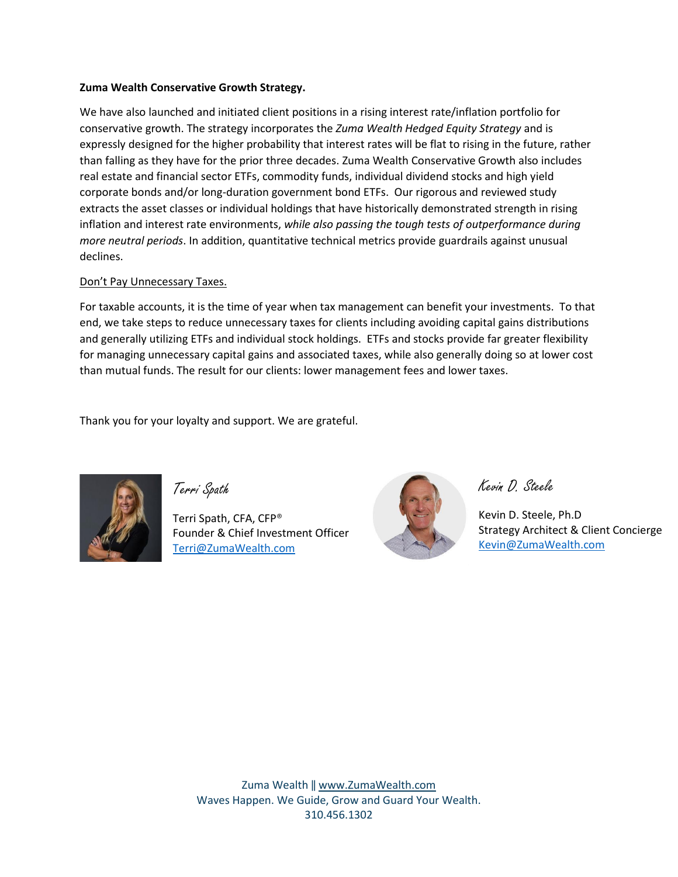**Zuma Wealth Conservative Growth Strategy.**

We have also launched and initiated client positions in a rising interest rate/inflation portfolio for conservative growth. The strategy incorporates the *Zuma Wealth Hedged Equity Strategy* and is expressly designed for the higher probability that interest rates will be flat to rising in the future, rather than falling as they have for the prior three decades. Zuma Wealth Conservative Growth also includes real estate and financial sector ETFs, commodity funds, individual dividend stocks and high yield corporate bonds and/or long-duration government bond ETFs. Our rigorous and reviewed study extracts the asset classes or individual holdings that have historically demonstrated strength in rising inflation and interest rate environments, *while also passing the tough tests of outperformance during more neutral periods*. In addition, quantitative technical metrics provide guardrails against unusual declines.

Don't Pay Unnecessary Taxes.

For taxable accounts, it is the time of year when tax management can benefit your investments. To that end, we take steps to reduce unnecessary taxes for clients including avoiding capital gains distributions and generally utilizing ETFs and individual stock holdings. ETFs and stocks provide far greater flexibility for managing unnecessary capital gains and associated taxes, while also generally doing so at lower cost than mutual funds. The result for our clients: lower management fees and lower taxes.

Thank you for your loyalty and support. We are grateful.

*Terri Spath*

Terri Spath, CFA, CFP®
Founder & Chief Investment Officer
Terri@ZumaWealth.com

*Kevin D. Steele*

Kevin D. Steele, Ph.D
Strategy Architect & Client Concierge
Kevin@ZumaWealth.com

Zuma Wealth || www.ZumaWealth.com
Waves Happen. We Guide, Grow and Guard Your Wealth.
310.456.1302